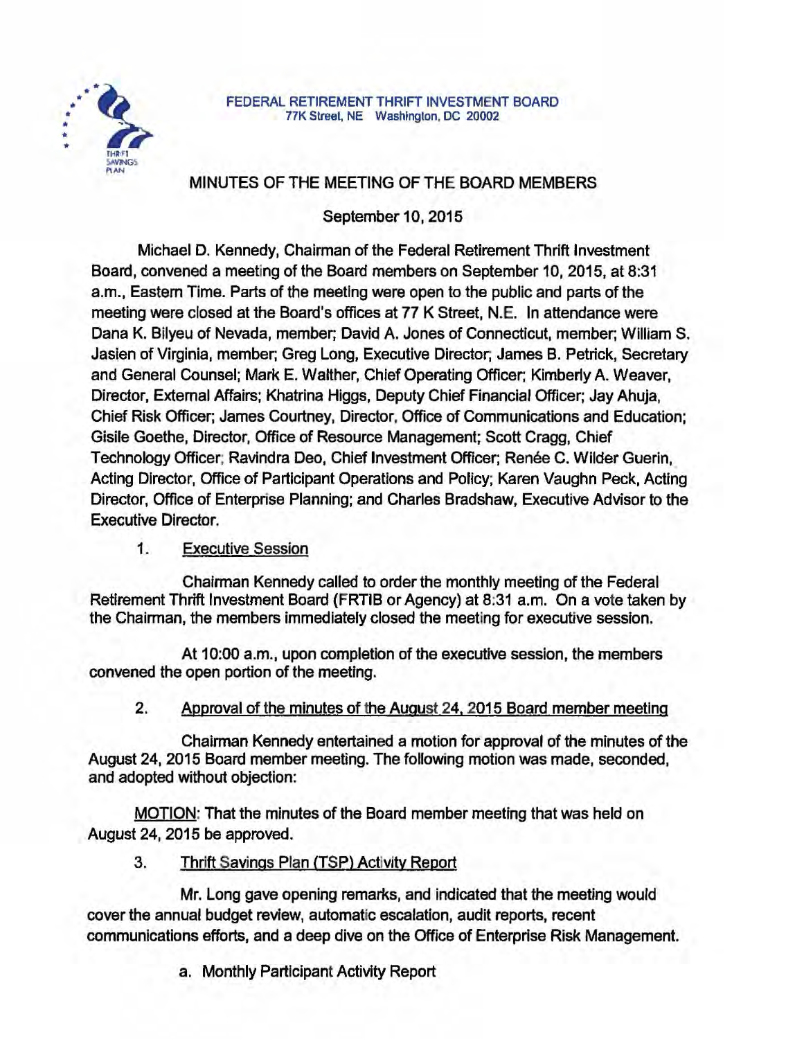FEDERAL RETIREMENT THRIFT INVESTMENT BOARD
77K Street, NE Washington, DC 20002

# MINUTES OF THE MEETING OF THE BOARD MEMBERS

September 10, 2015

Michael D. Kennedy, Chairman of the Federal Retirement Thrift Investment Board, convened a meeting of the Board members on September 10, 2015, at 8:31 a.m., Eastern Time. Parts of the meeting were open to the public and parts of the meeting were closed at the Board's offices at 77 K Street, N.E. In attendance were Dana K. Bilyeu of Nevada, member; David A. Jones of Connecticut, member; William S. Jasien of Virginia, member; Greg Long, Executive Director; James B. Petrick, Secretary and General Counsel; Mark E. Walther, Chief Operating Officer; Kimberly A. Weaver, Director, External Affairs; Khatrina Higgs, Deputy Chief Financial Officer; Jay Ahuja, Chief Risk Officer; James Courtney, Director, Office of Communications and Education; Gisile Goethe, Director, Office of Resource Management; Scott Cragg, Chief Technology Officer; Ravindra Deo, Chief Investment Officer; Renée C. Wilder Guerin, Acting Director, Office of Participant Operations and Policy; Karen Vaughn Peck, Acting Director, Office of Enterprise Planning; and Charles Bradshaw, Executive Advisor to the Executive Director.

1. Executive Session

Chairman Kennedy called to order the monthly meeting of the Federal Retirement Thrift Investment Board (FRTIB or Agency) at 8:31 a.m. On a vote taken by the Chairman, the members immediately closed the meeting for executive session.

At 10:00 a.m., upon completion of the executive session, the members convened the open portion of the meeting.

2. Approval of the minutes of the August 24, 2015 Board member meeting

Chairman Kennedy entertained a motion for approval of the minutes of the August 24, 2015 Board member meeting. The following motion was made, seconded, and adopted without objection:

MOTION: That the minutes of the Board member meeting that was held on August 24, 2015 be approved.

3. Thrift Savings Plan (TSP) Activity Report

Mr. Long gave opening remarks, and indicated that the meeting would cover the annual budget review, automatic escalation, audit reports, recent communications efforts, and a deep dive on the Office of Enterprise Risk Management.

a. Monthly Participant Activity Report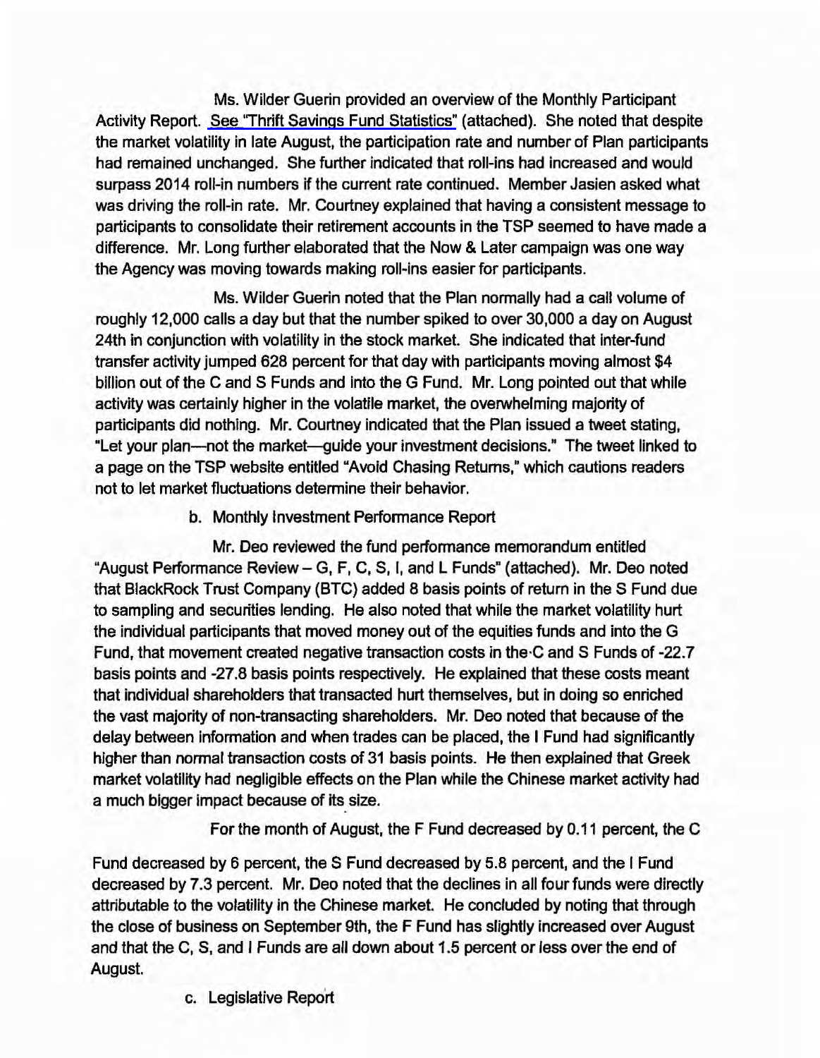Ms. Wilder Guerin provided an overview of the Monthly Participant Activity Report. See "Thrift Savings Fund Statistics" (attached). She noted that despite the market volatility in late August, the participation rate and number of Plan participants had remained unchanged. She further indicated that roll-ins had increased and would surpass 2014 roll-in numbers if the current rate continued. Member Jasien asked what was driving the roll-in rate. Mr. Courtney explained that having a consistent message to participants to consolidate their retirement accounts in the TSP seemed to have made a difference. Mr. Long further elaborated that the Now & Later campaign was one way the Agency was moving towards making roll-ins easier for participants.

Ms. Wilder Guerin noted that the Plan normally had a call volume of roughly 12,000 calls a day but that the number spiked to over 30,000 a day on August 24th in conjunction with volatility in the stock market. She indicated that inter-fund transfer activity jumped 628 percent for that day with participants moving almost $4 billion out of the C and S Funds and into the G Fund. Mr. Long pointed out that while activity was certainly higher in the volatile market, the overwhelming majority of participants did nothing. Mr. Courtney indicated that the Plan issued a tweet stating, "Let your plan—not the market—guide your investment decisions." The tweet linked to a page on the TSP website entitled "Avoid Chasing Returns," which cautions readers not to let market fluctuations determine their behavior.

b. Monthly Investment Performance Report

Mr. Deo reviewed the fund performance memorandum entitled "August Performance Review – G, F, C, S, I, and L Funds" (attached). Mr. Deo noted that BlackRock Trust Company (BTC) added 8 basis points of return in the S Fund due to sampling and securities lending. He also noted that while the market volatility hurt the individual participants that moved money out of the equities funds and into the G Fund, that movement created negative transaction costs in the C and S Funds of -22.7 basis points and -27.8 basis points respectively. He explained that these costs meant that individual shareholders that transacted hurt themselves, but in doing so enriched the vast majority of non-transacting shareholders. Mr. Deo noted that because of the delay between information and when trades can be placed, the I Fund had significantly higher than normal transaction costs of 31 basis points. He then explained that Greek market volatility had negligible effects on the Plan while the Chinese market activity had a much bigger impact because of its size.

For the month of August, the F Fund decreased by 0.11 percent, the C Fund decreased by 6 percent, the S Fund decreased by 5.8 percent, and the I Fund decreased by 7.3 percent. Mr. Deo noted that the declines in all four funds were directly attributable to the volatility in the Chinese market. He concluded by noting that through the close of business on September 9th, the F Fund has slightly increased over August and that the C, S, and I Funds are all down about 1.5 percent or less over the end of August.

c. Legislative Report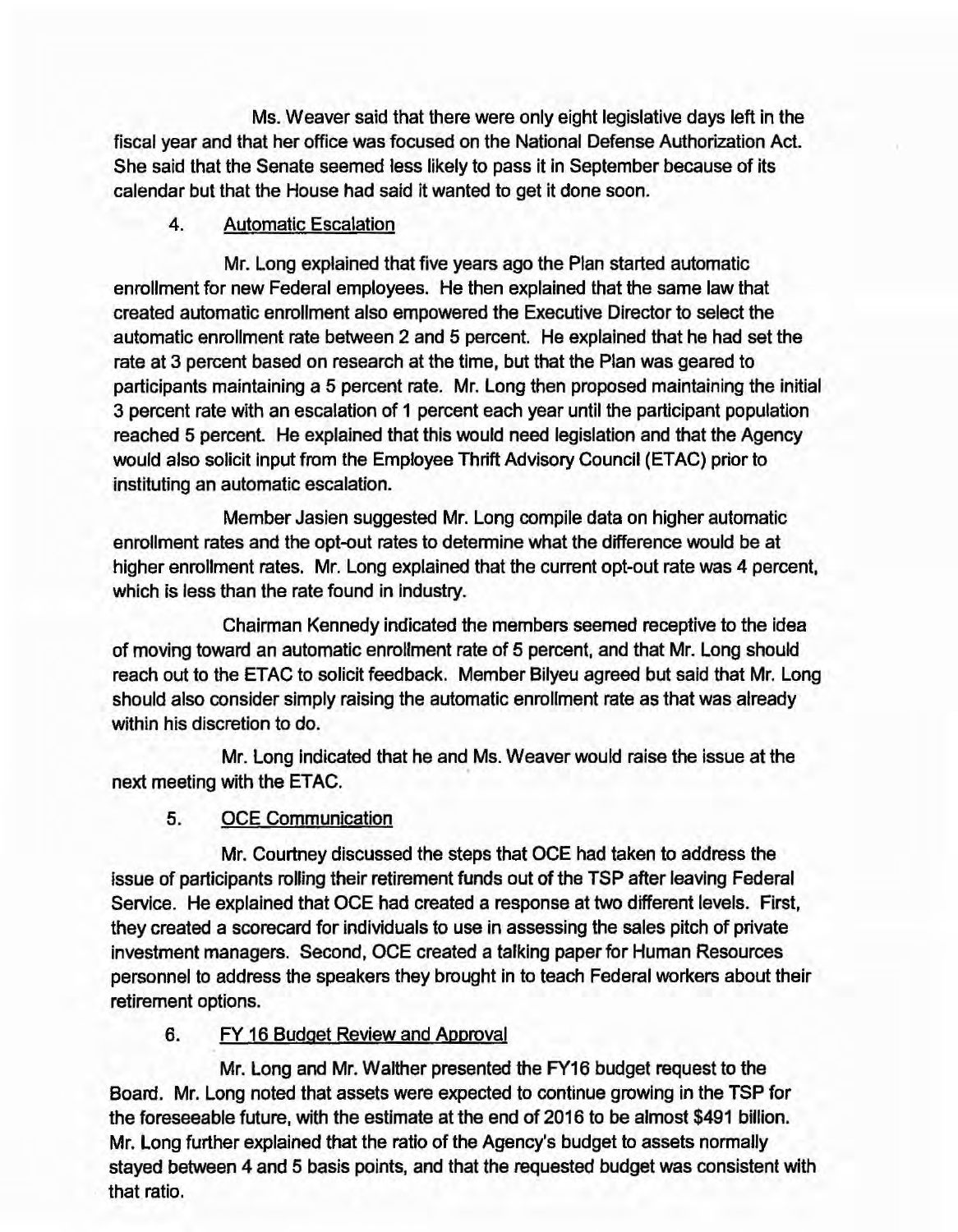Ms. Weaver said that there were only eight legislative days left in the fiscal year and that her office was focused on the National Defense Authorization Act. She said that the Senate seemed less likely to pass it in September because of its calendar but that the House had said it wanted to get it done soon.

4. Automatic Escalation

Mr. Long explained that five years ago the Plan started automatic enrollment for new Federal employees. He then explained that the same law that created automatic enrollment also empowered the Executive Director to select the automatic enrollment rate between 2 and 5 percent. He explained that he had set the rate at 3 percent based on research at the time, but that the Plan was geared to participants maintaining a 5 percent rate. Mr. Long then proposed maintaining the initial 3 percent rate with an escalation of 1 percent each year until the participant population reached 5 percent. He explained that this would need legislation and that the Agency would also solicit input from the Employee Thrift Advisory Council (ETAC) prior to instituting an automatic escalation.

Member Jasien suggested Mr. Long compile data on higher automatic enrollment rates and the opt-out rates to determine what the difference would be at higher enrollment rates. Mr. Long explained that the current opt-out rate was 4 percent, which is less than the rate found in industry.

Chairman Kennedy indicated the members seemed receptive to the idea of moving toward an automatic enrollment rate of 5 percent, and that Mr. Long should reach out to the ETAC to solicit feedback. Member Bilyeu agreed but said that Mr. Long should also consider simply raising the automatic enrollment rate as that was already within his discretion to do.

Mr. Long indicated that he and Ms. Weaver would raise the issue at the next meeting with the ETAC.

5. OCE Communication

Mr. Courtney discussed the steps that OCE had taken to address the issue of participants rolling their retirement funds out of the TSP after leaving Federal Service. He explained that OCE had created a response at two different levels. First, they created a scorecard for individuals to use in assessing the sales pitch of private investment managers. Second, OCE created a talking paper for Human Resources personnel to address the speakers they brought in to teach Federal workers about their retirement options.

6. FY 16 Budget Review and Approval

Mr. Long and Mr. Walther presented the FY16 budget request to the Board. Mr. Long noted that assets were expected to continue growing in the TSP for the foreseeable future, with the estimate at the end of 2016 to be almost $491 billion. Mr. Long further explained that the ratio of the Agency's budget to assets normally stayed between 4 and 5 basis points, and that the requested budget was consistent with that ratio.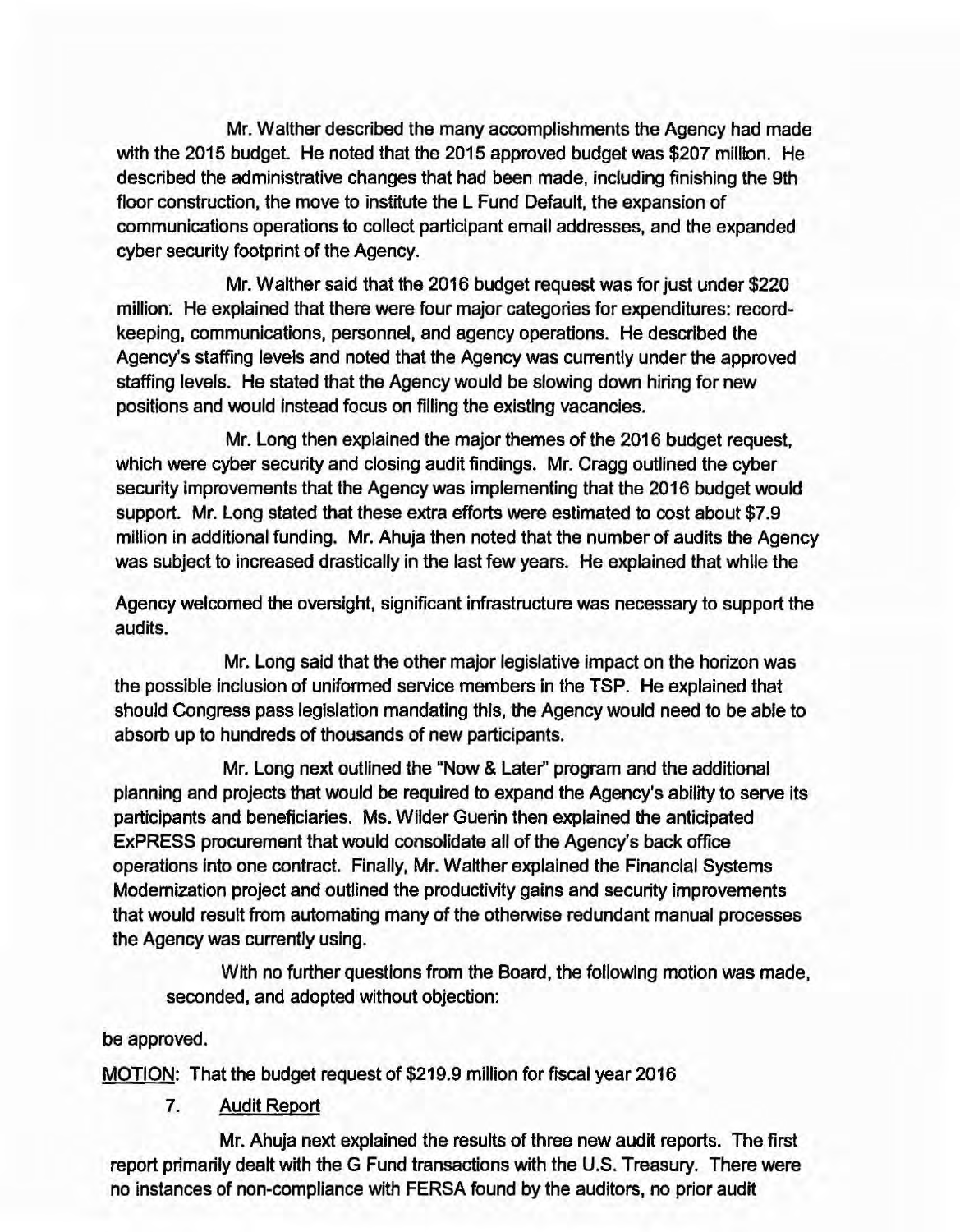Mr. Walther described the many accomplishments the Agency had made with the 2015 budget. He noted that the 2015 approved budget was $207 million. He described the administrative changes that had been made, including finishing the 9th floor construction, the move to institute the L Fund Default, the expansion of communications operations to collect participant email addresses, and the expanded cyber security footprint of the Agency.

Mr. Walther said that the 2016 budget request was for just under $220 million. He explained that there were four major categories for expenditures: record-keeping, communications, personnel, and agency operations. He described the Agency's staffing levels and noted that the Agency was currently under the approved staffing levels. He stated that the Agency would be slowing down hiring for new positions and would instead focus on filling the existing vacancies.

Mr. Long then explained the major themes of the 2016 budget request, which were cyber security and closing audit findings. Mr. Cragg outlined the cyber security improvements that the Agency was implementing that the 2016 budget would support. Mr. Long stated that these extra efforts were estimated to cost about $7.9 million in additional funding. Mr. Ahuja then noted that the number of audits the Agency was subject to increased drastically in the last few years. He explained that while the Agency welcomed the oversight, significant infrastructure was necessary to support the audits.

Mr. Long said that the other major legislative impact on the horizon was the possible inclusion of uniformed service members in the TSP. He explained that should Congress pass legislation mandating this, the Agency would need to be able to absorb up to hundreds of thousands of new participants.

Mr. Long next outlined the "Now & Later" program and the additional planning and projects that would be required to expand the Agency's ability to serve its participants and beneficiaries. Ms. Wilder Guerin then explained the anticipated ExPRESS procurement that would consolidate all of the Agency's back office operations into one contract. Finally, Mr. Walther explained the Financial Systems Modernization project and outlined the productivity gains and security improvements that would result from automating many of the otherwise redundant manual processes the Agency was currently using.

With no further questions from the Board, the following motion was made, seconded, and adopted without objection:

MOTION: That the budget request of $219.9 million for fiscal year 2016 be approved.

7. Audit Report

Mr. Ahuja next explained the results of three new audit reports. The first report primarily dealt with the G Fund transactions with the U.S. Treasury. There were no instances of non-compliance with FERSA found by the auditors, no prior audit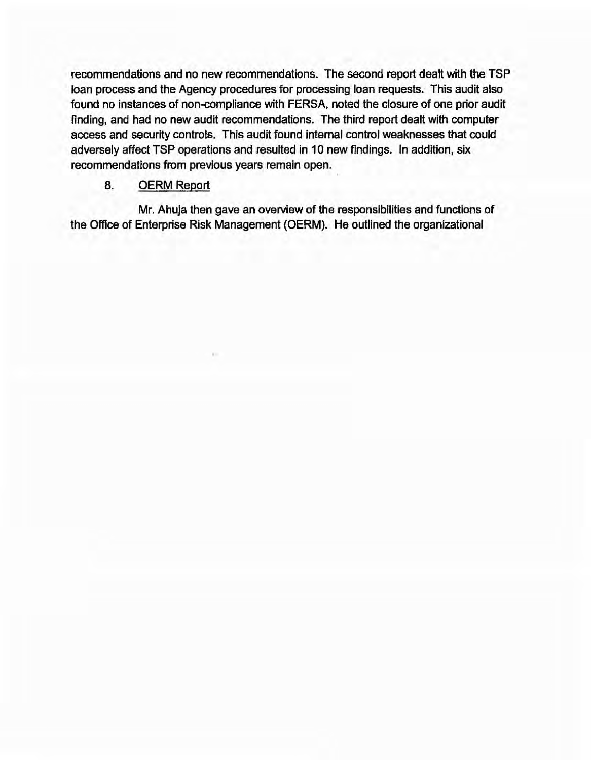recommendations and no new recommendations. The second report dealt with the TSP loan process and the Agency procedures for processing loan requests. This audit also found no instances of non-compliance with FERSA, noted the closure of one prior audit finding, and had no new audit recommendations. The third report dealt with computer access and security controls. This audit found internal control weaknesses that could adversely affect TSP operations and resulted in 10 new findings. In addition, six recommendations from previous years remain open.

8. <u>OERM Report</u>

Mr. Ahuja then gave an overview of the responsibilities and functions of the Office of Enterprise Risk Management (OERM). He outlined the organizational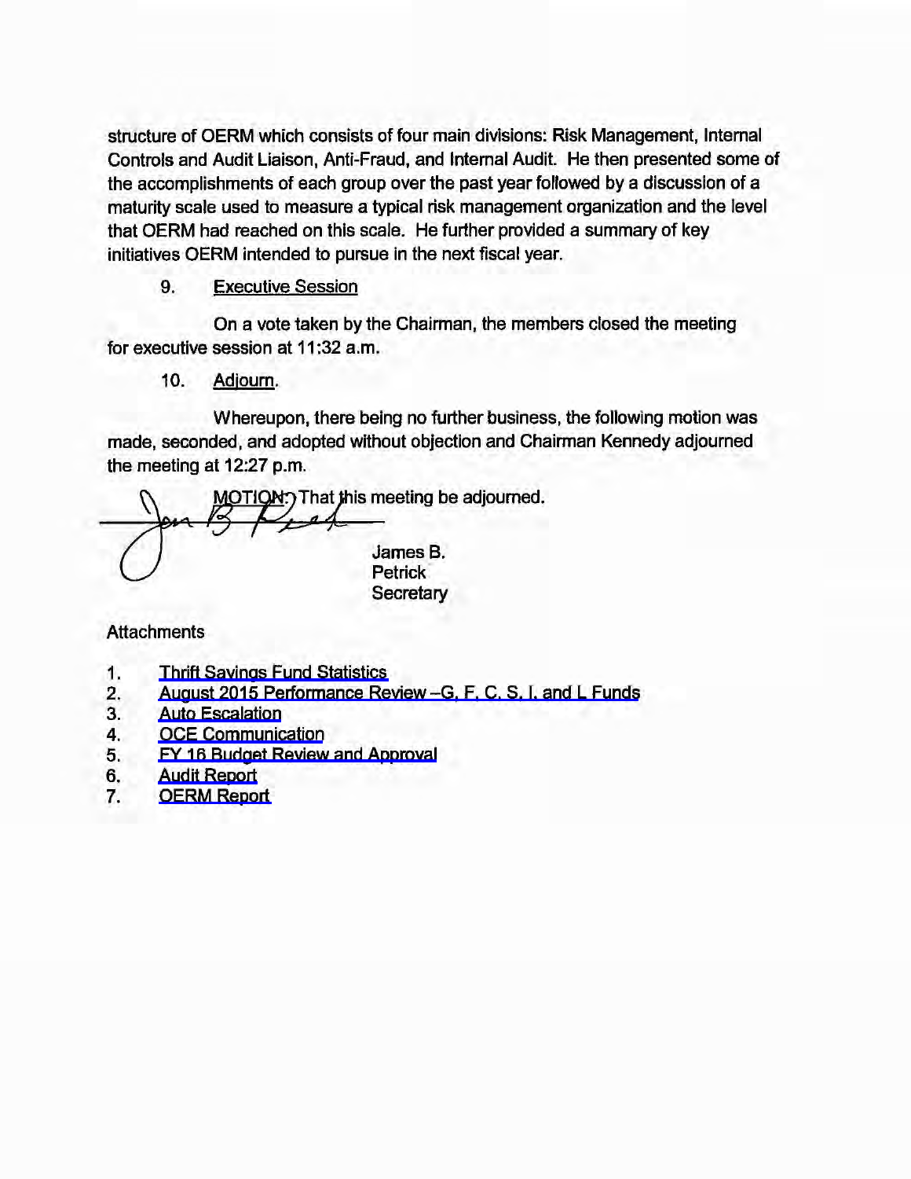structure of OERM which consists of four main divisions: Risk Management, Internal Controls and Audit Liaison, Anti-Fraud, and Internal Audit. He then presented some of the accomplishments of each group over the past year followed by a discussion of a maturity scale used to measure a typical risk management organization and the level that OERM had reached on this scale. He further provided a summary of key initiatives OERM intended to pursue in the next fiscal year.

9. Executive Session

On a vote taken by the Chairman, the members closed the meeting for executive session at 11:32 a.m.

10. Adjourn.

Whereupon, there being no further business, the following motion was made, seconded, and adopted without objection and Chairman Kennedy adjourned the meeting at 12:27 p.m.

MOTION: That this meeting be adjourned.

James B.
Petrick
Secretary

Attachments

1. Thrift Savings Fund Statistics
2. August 2015 Performance Review – G, F, C, S, I, and L Funds
3. Auto Escalation
4. OCE Communication
5. FY 16 Budget Review and Approval
6. Audit Report
7. OERM Report